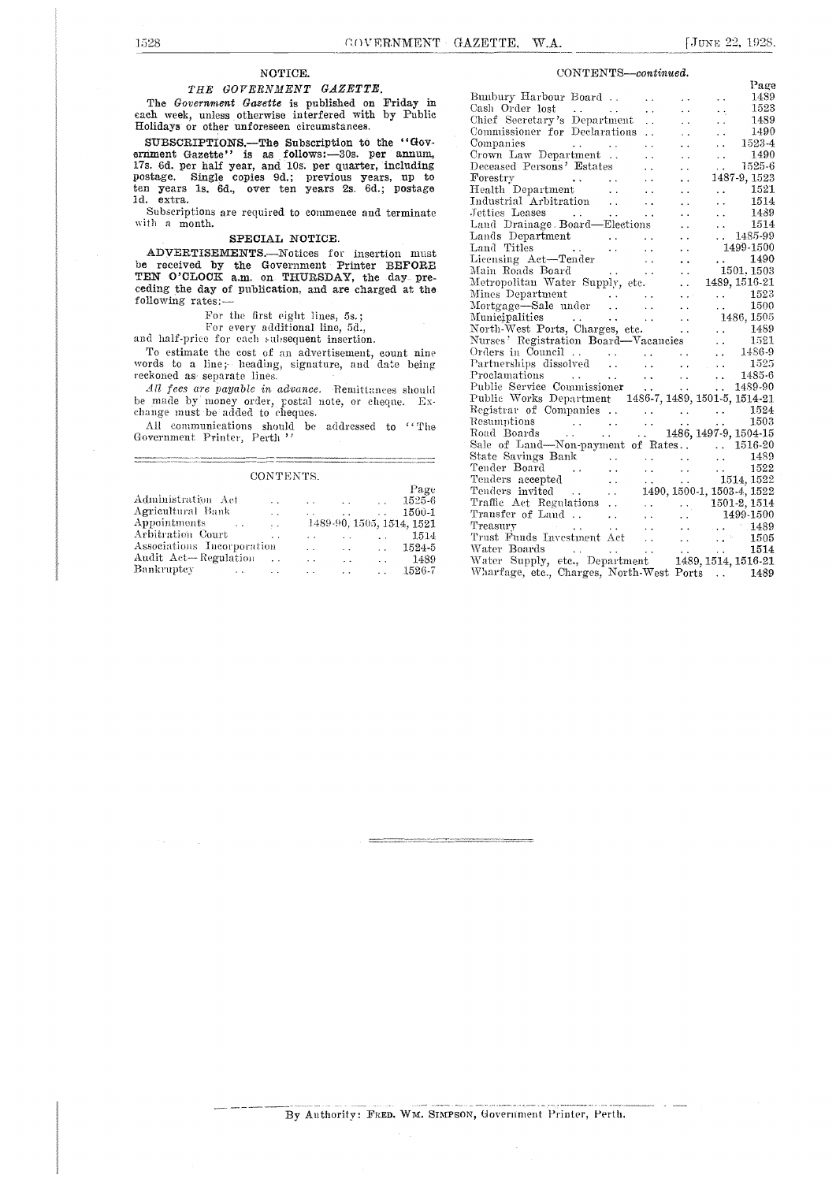## NOTICE.

### *THE GOVERNMENT GAZETTE.*

The *Government Gazette* is published on Friday in each week, unless otherwise interfered with by Public Holidays or other unforeseen circumstances.

**SUBSCRIPTIONS.—The Subscription to the "Government Gazette" is as follows:—30s. per annum, 17s. 6d. per half year, and 10s. per quarter, including postage. Single copies 9d.; previous years, up to** ten years 1s. 6d., over ten years 2s. 6d.; postage 1d. extra.

Subscriptions are required to commence and terminate with a month.

## SPECIAL NOTICE.

**ADVERTISEMENTS.—Notices for insertion must be received by the Government Printer BEFORE TEN O'CLOCK a.m. on THURSDAY, the day preceding the day of publication, and are charged at the following rates:—**

For the first eight lines, 5s.;
For every additional line, 5d.,

and half-price for each subsequent insertion.

To estimate the cost of an advertisement, count nine words to a line; heading, signature, and date being reckoned as separate lines.

*All fees are payable in advance.* Remittances should be made by money order, postal note, or cheque. Exchange must be added to cheques.

All communications should be addressed to "The Government Printer, Perth"

## CONTENTS.

| | Page |
|---|---|
| Administration Act | 1525-6 |
| Agricultural Bank | 1500-1 |
| Appointments | 1489-90, 1505, 1514, 1521 |
| Arbitration Court | 1514 |
| Associations Incorporation | 1524-5 |
| Audit Act—Regulation | 1489 |
| Bankruptcy | 1526-7 |
| Bunbury Harbour Board | 1489 |
| Cash Order lost | 1523 |
| Chief Secretary's Department | 1489 |
| Commissioner for Declarations | 1490 |
| Companies | 1523-4 |
| Crown Law Department | 1490 |
| Deceased Persons' Estates | 1525-6 |
| Forestry | 1487-9, 1523 |
| Health Department | 1521 |
| Industrial Arbitration | 1514 |
| Jetties Leases | 1489 |
| Land Drainage Board—Elections | 1514 |
| Lands Department | 1485-99 |
| Land Titles | 1499-1500 |
| Licensing Act—Tender | 1490 |
| Main Roads Board | 1501, 1503 |
| Metropolitan Water Supply, etc. | 1489, 1516-21 |
| Mines Department | 1523 |
| Mortgage—Sale under | 1500 |
| Municipalities | 1486, 1505 |
| North-West Ports, Charges, etc. | 1489 |
| Nurses' Registration Board—Vacancies | 1521 |
| Orders in Council | 1486-9 |
| Partnerships dissolved | 1525 |
| Proclamations | 1485-6 |
| Public Service Commissioner | 1489-90 |
| Public Works Department | 1486-7, 1489, 1501-5, 1514-21 |
| Registrar of Companies | 1524 |
| Resumptions | 1503 |
| Road Boards | 1486, 1497-9, 1504-15 |
| Sale of Land—Non-payment of Rates | 1516-20 |
| State Savings Bank | 1489 |
| Tender Board | 1522 |
| Tenders accepted | 1514, 1522 |
| Tenders invited | 1490, 1500-1, 1503-4, 1522 |
| Traffic Act Regulations | 1501-2, 1514 |
| Transfer of Land | 1499-1500 |
| Treasury | 1489 |
| Trust Funds Investment Act | 1505 |
| Water Boards | 1514 |
| Water Supply, etc., Department | 1489, 1514, 1516-21 |
| Wharfage, etc., Charges, North-West Ports | 1489 |

By Authority: FRED. WM. SIMPSON, Government Printer, Perth.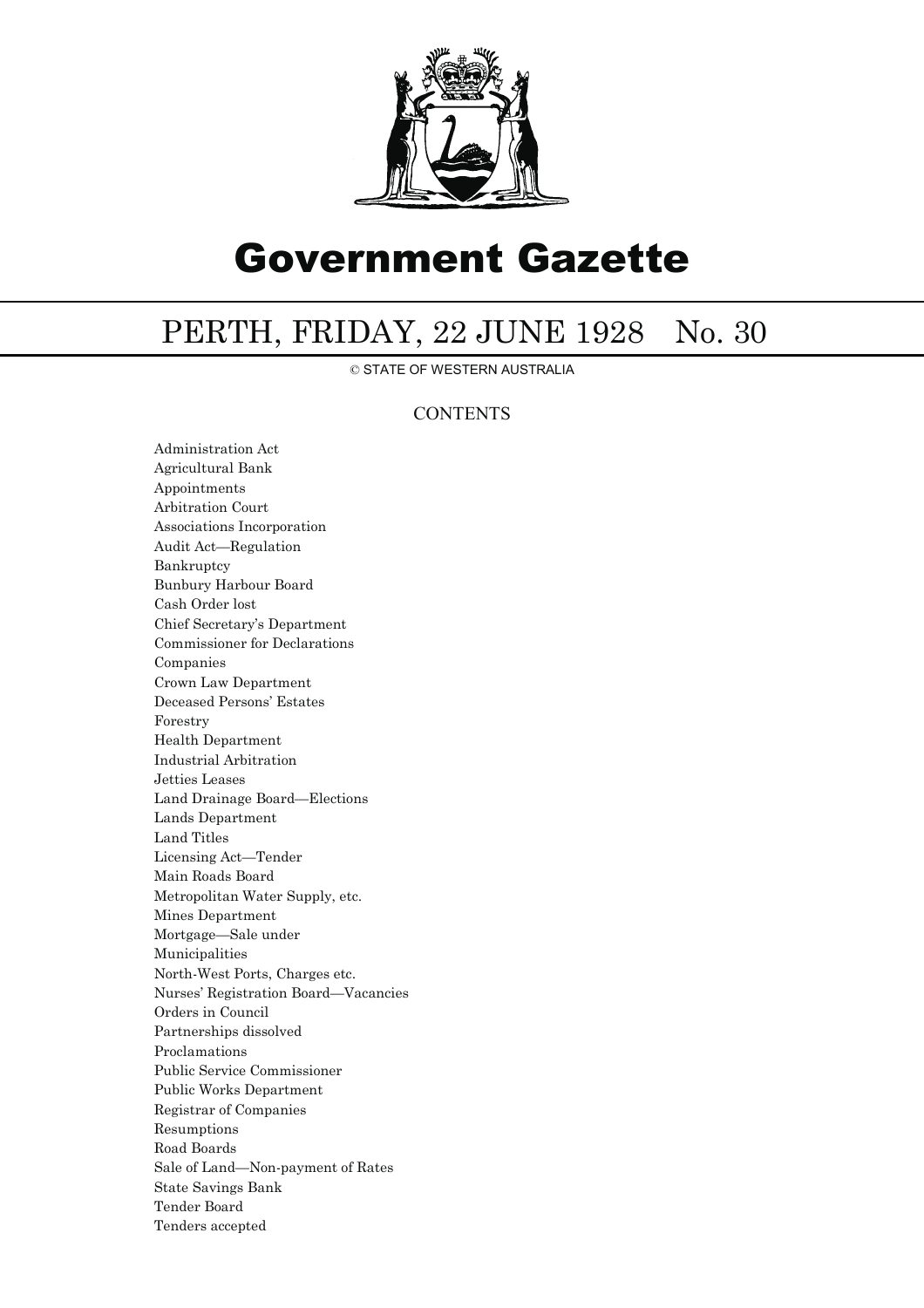# Government Gazette

## PERTH, FRIDAY, 22 JUNE 1928 No. 30

© STATE OF WESTERN AUSTRALIA

### CONTENTS

Administration Act
Agricultural Bank
Appointments
Arbitration Court
Associations Incorporation
Audit Act—Regulation
Bankruptcy
Bunbury Harbour Board
Cash Order lost
Chief Secretary's Department
Commissioner for Declarations
Companies
Crown Law Department
Deceased Persons' Estates
Forestry
Health Department
Industrial Arbitration
Jetties Leases
Land Drainage Board—Elections
Lands Department
Land Titles
Licensing Act—Tender
Main Roads Board
Metropolitan Water Supply, etc.
Mines Department
Mortgage—Sale under
Municipalities
North-West Ports, Charges etc.
Nurses' Registration Board—Vacancies
Orders in Council
Partnerships dissolved
Proclamations
Public Service Commissioner
Public Works Department
Registrar of Companies
Resumptions
Road Boards
Sale of Land—Non-payment of Rates
State Savings Bank
Tender Board
Tenders accepted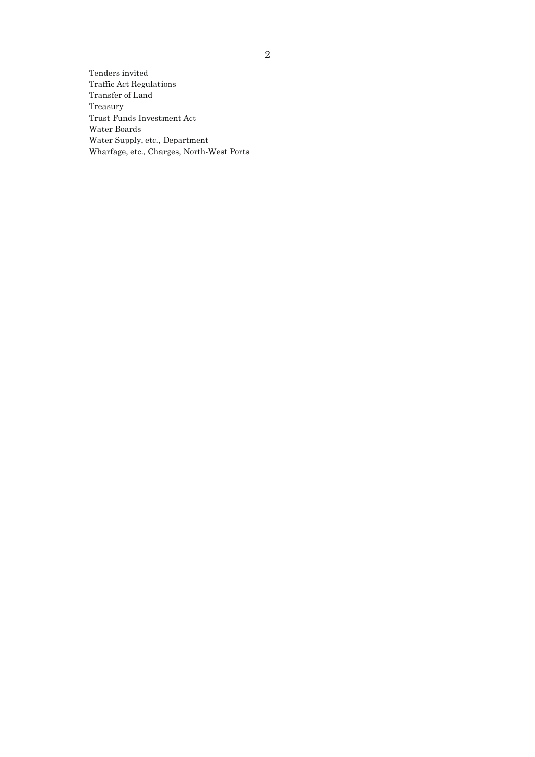Tenders invited
Traffic Act Regulations
Transfer of Land
Treasury
Trust Funds Investment Act
Water Boards
Water Supply, etc., Department
Wharfage, etc., Charges, North-West Ports